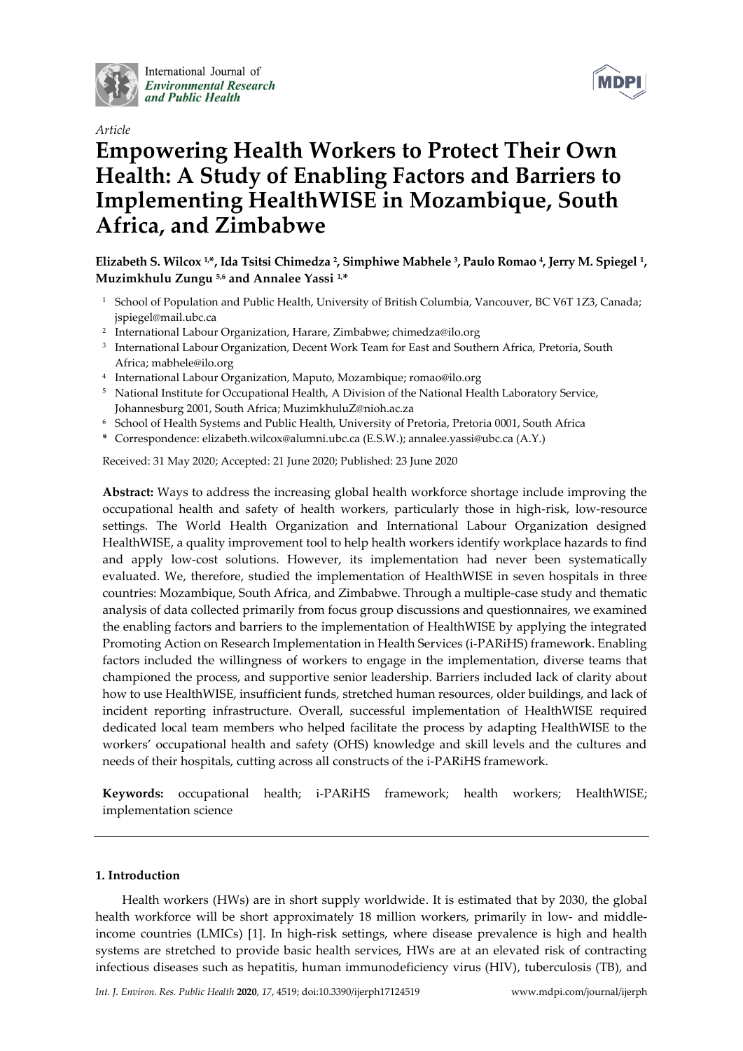*Article*

# Empowering Health Workers to Protect Their Own Health: A Study of Enabling Factors and Barriers to Implementing HealthWISE in Mozambique, South Africa, and Zimbabwe

**Elizabeth S. Wilcox [1,*], Ida Tsitsi Chimedza [2], Simphiwe Mabhele [3], Paulo Romao [4], Jerry M. Spiegel [1], Muzimkhulu Zungu [5,6] and Annalee Yassi [1,*]**

[1] School of Population and Public Health, University of British Columbia, Vancouver, BC V6T 1Z3, Canada; jspiegel@mail.ubc.ca

[2] International Labour Organization, Harare, Zimbabwe; chimedza@ilo.org

[3] International Labour Organization, Decent Work Team for East and Southern Africa, Pretoria, South Africa; mabhele@ilo.org

[4] International Labour Organization, Maputo, Mozambique; romao@ilo.org

[5] National Institute for Occupational Health, A Division of the National Health Laboratory Service, Johannesburg 2001, South Africa; MuzimkhuluZ@nioh.ac.za

[6] School of Health Systems and Public Health, University of Pretoria, Pretoria 0001, South Africa

**\*** Correspondence: elizabeth.wilcox@alumni.ubc.ca (E.S.W.); annalee.yassi@ubc.ca (A.Y.)

Received: 31 May 2020; Accepted: 21 June 2020; Published: 23 June 2020

**Abstract:** Ways to address the increasing global health workforce shortage include improving the occupational health and safety of health workers, particularly those in high-risk, low-resource settings. The World Health Organization and International Labour Organization designed HealthWISE, a quality improvement tool to help health workers identify workplace hazards to find and apply low-cost solutions. However, its implementation had never been systematically evaluated. We, therefore, studied the implementation of HealthWISE in seven hospitals in three countries: Mozambique, South Africa, and Zimbabwe. Through a multiple-case study and thematic analysis of data collected primarily from focus group discussions and questionnaires, we examined the enabling factors and barriers to the implementation of HealthWISE by applying the integrated Promoting Action on Research Implementation in Health Services (i-PARiHS) framework. Enabling factors included the willingness of workers to engage in the implementation, diverse teams that championed the process, and supportive senior leadership. Barriers included lack of clarity about how to use HealthWISE, insufficient funds, stretched human resources, older buildings, and lack of incident reporting infrastructure. Overall, successful implementation of HealthWISE required dedicated local team members who helped facilitate the process by adapting HealthWISE to the workers' occupational health and safety (OHS) knowledge and skill levels and the cultures and needs of their hospitals, cutting across all constructs of the i-PARiHS framework.

**Keywords:** occupational health; i-PARiHS framework; health workers; HealthWISE; implementation science

## 1. Introduction

Health workers (HWs) are in short supply worldwide. It is estimated that by 2030, the global health workforce will be short approximately 18 million workers, primarily in low- and middle-income countries (LMICs) [1]. In high-risk settings, where disease prevalence is high and health systems are stretched to provide basic health services, HWs are at an elevated risk of contracting infectious diseases such as hepatitis, human immunodeficiency virus (HIV), tuberculosis (TB), and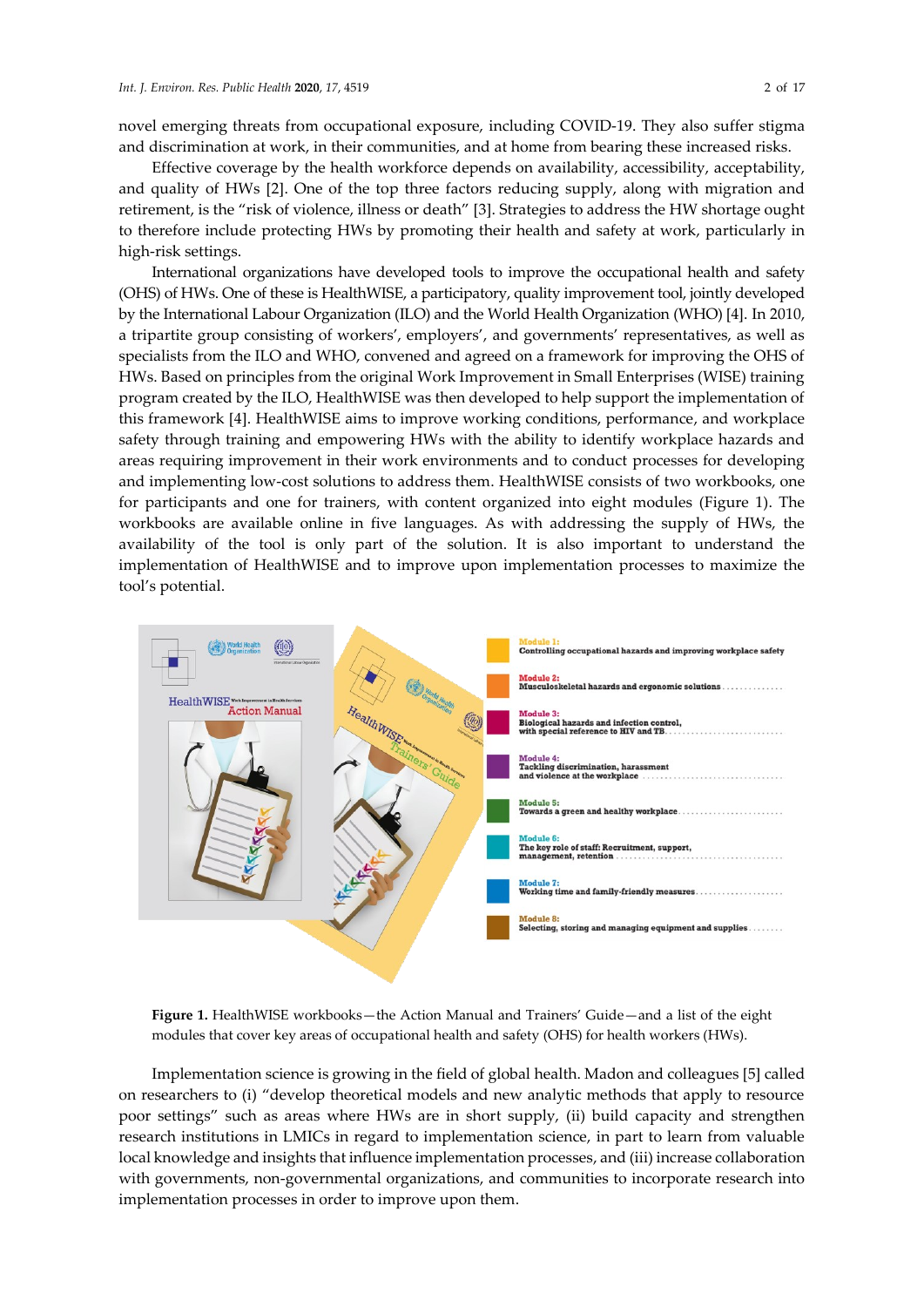novel emerging threats from occupational exposure, including COVID-19. They also suffer stigma and discrimination at work, in their communities, and at home from bearing these increased risks.

Effective coverage by the health workforce depends on availability, accessibility, acceptability, and quality of HWs [2]. One of the top three factors reducing supply, along with migration and retirement, is the "risk of violence, illness or death" [3]. Strategies to address the HW shortage ought to therefore include protecting HWs by promoting their health and safety at work, particularly in high-risk settings.

International organizations have developed tools to improve the occupational health and safety (OHS) of HWs. One of these is HealthWISE, a participatory, quality improvement tool, jointly developed by the International Labour Organization (ILO) and the World Health Organization (WHO) [4]. In 2010, a tripartite group consisting of workers', employers', and governments' representatives, as well as specialists from the ILO and WHO, convened and agreed on a framework for improving the OHS of HWs. Based on principles from the original Work Improvement in Small Enterprises (WISE) training program created by the ILO, HealthWISE was then developed to help support the implementation of this framework [4]. HealthWISE aims to improve working conditions, performance, and workplace safety through training and empowering HWs with the ability to identify workplace hazards and areas requiring improvement in their work environments and to conduct processes for developing and implementing low-cost solutions to address them. HealthWISE consists of two workbooks, one for participants and one for trainers, with content organized into eight modules (Figure 1). The workbooks are available online in five languages. As with addressing the supply of HWs, the availability of the tool is only part of the solution. It is also important to understand the implementation of HealthWISE and to improve upon implementation processes to maximize the tool's potential.

**Figure 1.** HealthWISE workbooks—the Action Manual and Trainers' Guide—and a list of the eight modules that cover key areas of occupational health and safety (OHS) for health workers (HWs).

Implementation science is growing in the field of global health. Madon and colleagues [5] called on researchers to (i) "develop theoretical models and new analytic methods that apply to resource poor settings" such as areas where HWs are in short supply, (ii) build capacity and strengthen research institutions in LMICs in regard to implementation science, in part to learn from valuable local knowledge and insights that influence implementation processes, and (iii) increase collaboration with governments, non-governmental organizations, and communities to incorporate research into implementation processes in order to improve upon them.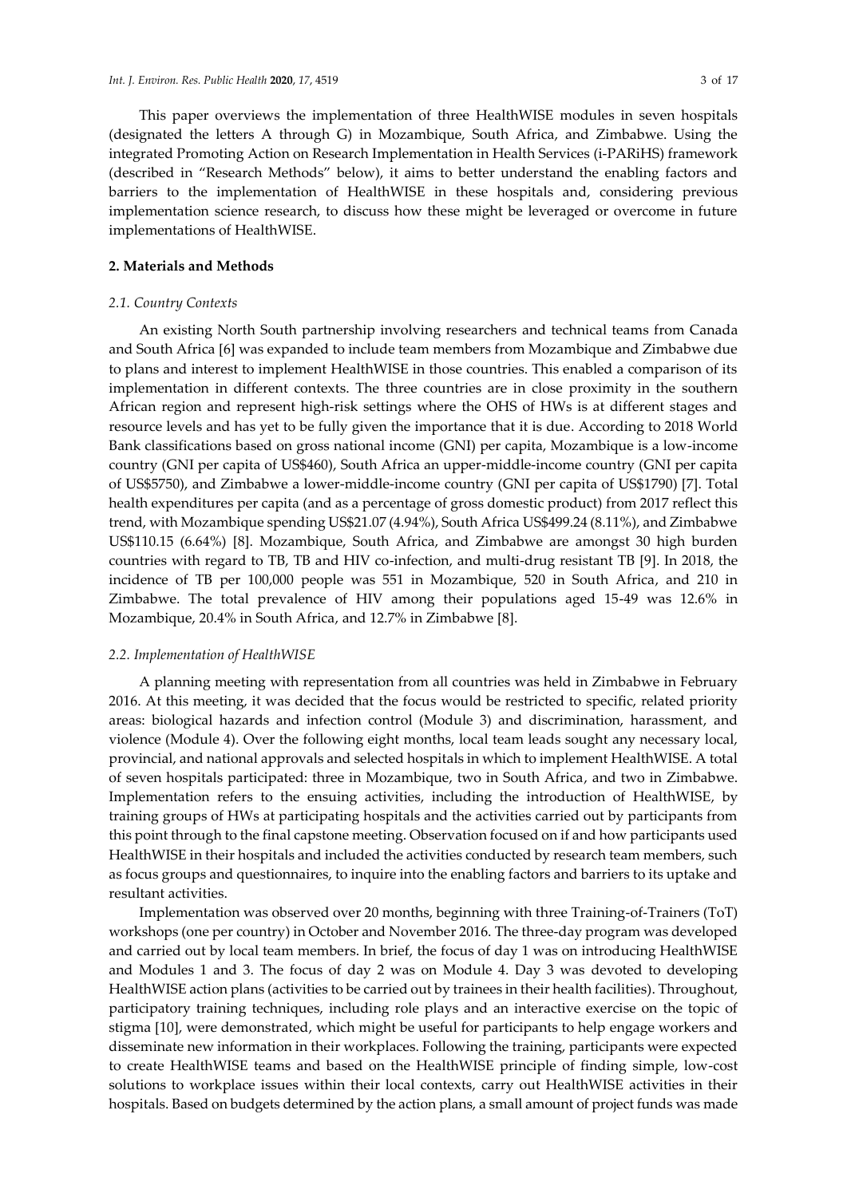This paper overviews the implementation of three HealthWISE modules in seven hospitals (designated the letters A through G) in Mozambique, South Africa, and Zimbabwe. Using the integrated Promoting Action on Research Implementation in Health Services (i-PARiHS) framework (described in "Research Methods" below), it aims to better understand the enabling factors and barriers to the implementation of HealthWISE in these hospitals and, considering previous implementation science research, to discuss how these might be leveraged or overcome in future implementations of HealthWISE.

## 2. Materials and Methods

### 2.1. Country Contexts

An existing North South partnership involving researchers and technical teams from Canada and South Africa [6] was expanded to include team members from Mozambique and Zimbabwe due to plans and interest to implement HealthWISE in those countries. This enabled a comparison of its implementation in different contexts. The three countries are in close proximity in the southern African region and represent high-risk settings where the OHS of HWs is at different stages and resource levels and has yet to be fully given the importance that it is due. According to 2018 World Bank classifications based on gross national income (GNI) per capita, Mozambique is a low-income country (GNI per capita of US$460), South Africa an upper-middle-income country (GNI per capita of US$5750), and Zimbabwe a lower-middle-income country (GNI per capita of US$1790) [7]. Total health expenditures per capita (and as a percentage of gross domestic product) from 2017 reflect this trend, with Mozambique spending US$21.07 (4.94%), South Africa US$499.24 (8.11%), and Zimbabwe US$110.15 (6.64%) [8]. Mozambique, South Africa, and Zimbabwe are amongst 30 high burden countries with regard to TB, TB and HIV co-infection, and multi-drug resistant TB [9]. In 2018, the incidence of TB per 100,000 people was 551 in Mozambique, 520 in South Africa, and 210 in Zimbabwe. The total prevalence of HIV among their populations aged 15-49 was 12.6% in Mozambique, 20.4% in South Africa, and 12.7% in Zimbabwe [8].

### 2.2. Implementation of HealthWISE

A planning meeting with representation from all countries was held in Zimbabwe in February 2016. At this meeting, it was decided that the focus would be restricted to specific, related priority areas: biological hazards and infection control (Module 3) and discrimination, harassment, and violence (Module 4). Over the following eight months, local team leads sought any necessary local, provincial, and national approvals and selected hospitals in which to implement HealthWISE. A total of seven hospitals participated: three in Mozambique, two in South Africa, and two in Zimbabwe. Implementation refers to the ensuing activities, including the introduction of HealthWISE, by training groups of HWs at participating hospitals and the activities carried out by participants from this point through to the final capstone meeting. Observation focused on if and how participants used HealthWISE in their hospitals and included the activities conducted by research team members, such as focus groups and questionnaires, to inquire into the enabling factors and barriers to its uptake and resultant activities.

Implementation was observed over 20 months, beginning with three Training-of-Trainers (ToT) workshops (one per country) in October and November 2016. The three-day program was developed and carried out by local team members. In brief, the focus of day 1 was on introducing HealthWISE and Modules 1 and 3. The focus of day 2 was on Module 4. Day 3 was devoted to developing HealthWISE action plans (activities to be carried out by trainees in their health facilities). Throughout, participatory training techniques, including role plays and an interactive exercise on the topic of stigma [10], were demonstrated, which might be useful for participants to help engage workers and disseminate new information in their workplaces. Following the training, participants were expected to create HealthWISE teams and based on the HealthWISE principle of finding simple, low-cost solutions to workplace issues within their local contexts, carry out HealthWISE activities in their hospitals. Based on budgets determined by the action plans, a small amount of project funds was made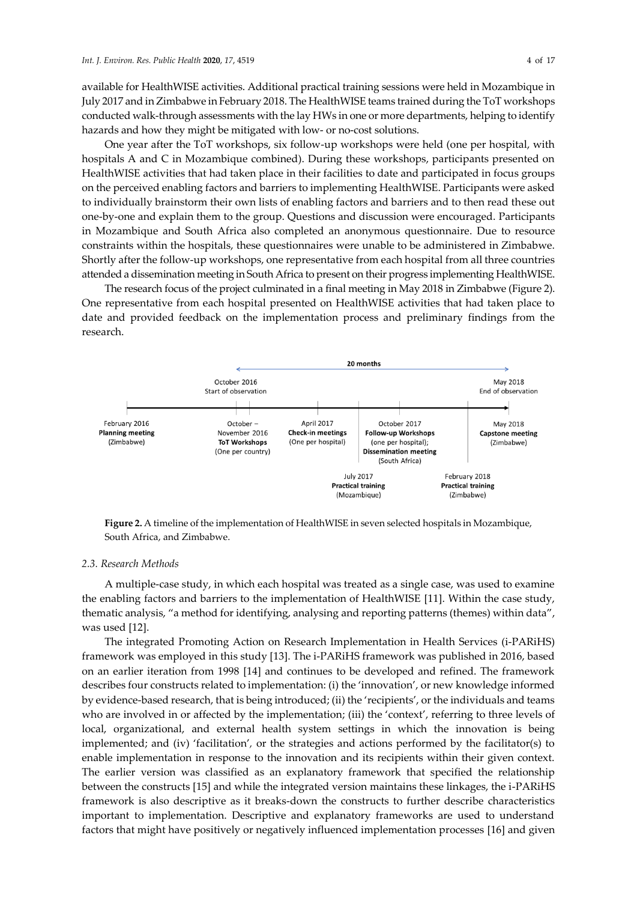available for HealthWISE activities. Additional practical training sessions were held in Mozambique in July 2017 and in Zimbabwe in February 2018. The HealthWISE teams trained during the ToT workshops conducted walk-through assessments with the lay HWs in one or more departments, helping to identify hazards and how they might be mitigated with low- or no-cost solutions.

One year after the ToT workshops, six follow-up workshops were held (one per hospital, with hospitals A and C in Mozambique combined). During these workshops, participants presented on HealthWISE activities that had taken place in their facilities to date and participated in focus groups on the perceived enabling factors and barriers to implementing HealthWISE. Participants were asked to individually brainstorm their own lists of enabling factors and barriers and to then read these out one-by-one and explain them to the group. Questions and discussion were encouraged. Participants in Mozambique and South Africa also completed an anonymous questionnaire. Due to resource constraints within the hospitals, these questionnaires were unable to be administered in Zimbabwe. Shortly after the follow-up workshops, one representative from each hospital from all three countries attended a dissemination meeting in South Africa to present on their progress implementing HealthWISE.

The research focus of the project culminated in a final meeting in May 2018 in Zimbabwe (Figure 2). One representative from each hospital presented on HealthWISE activities that had taken place to date and provided feedback on the implementation process and preliminary findings from the research.

20 months

October 2016
Start of observation

May 2018
End of observation

February 2016
**Planning meeting**
(Zimbabwe)

October – November 2016
**ToT Workshops**
(One per country)

April 2017
**Check-in meetings**
(One per hospital)

October 2017
**Follow-up Workshops**
(one per hospital);
**Dissemination meeting**
(South Africa)

May 2018
**Capstone meeting**
(Zimbabwe)

July 2017
**Practical training**
(Mozambique)

February 2018
**Practical training**
(Zimbabwe)

**Figure 2.** A timeline of the implementation of HealthWISE in seven selected hospitals in Mozambique, South Africa, and Zimbabwe.

### *2.3. Research Methods*

A multiple-case study, in which each hospital was treated as a single case, was used to examine the enabling factors and barriers to the implementation of HealthWISE [11]. Within the case study, thematic analysis, "a method for identifying, analysing and reporting patterns (themes) within data", was used [12].

The integrated Promoting Action on Research Implementation in Health Services (i-PARiHS) framework was employed in this study [13]. The i-PARiHS framework was published in 2016, based on an earlier iteration from 1998 [14] and continues to be developed and refined. The framework describes four constructs related to implementation: (i) the 'innovation', or new knowledge informed by evidence-based research, that is being introduced; (ii) the 'recipients', or the individuals and teams who are involved in or affected by the implementation; (iii) the 'context', referring to three levels of local, organizational, and external health system settings in which the innovation is being implemented; and (iv) 'facilitation', or the strategies and actions performed by the facilitator(s) to enable implementation in response to the innovation and its recipients within their given context. The earlier version was classified as an explanatory framework that specified the relationship between the constructs [15] and while the integrated version maintains these linkages, the i-PARiHS framework is also descriptive as it breaks-down the constructs to further describe characteristics important to implementation. Descriptive and explanatory frameworks are used to understand factors that might have positively or negatively influenced implementation processes [16] and given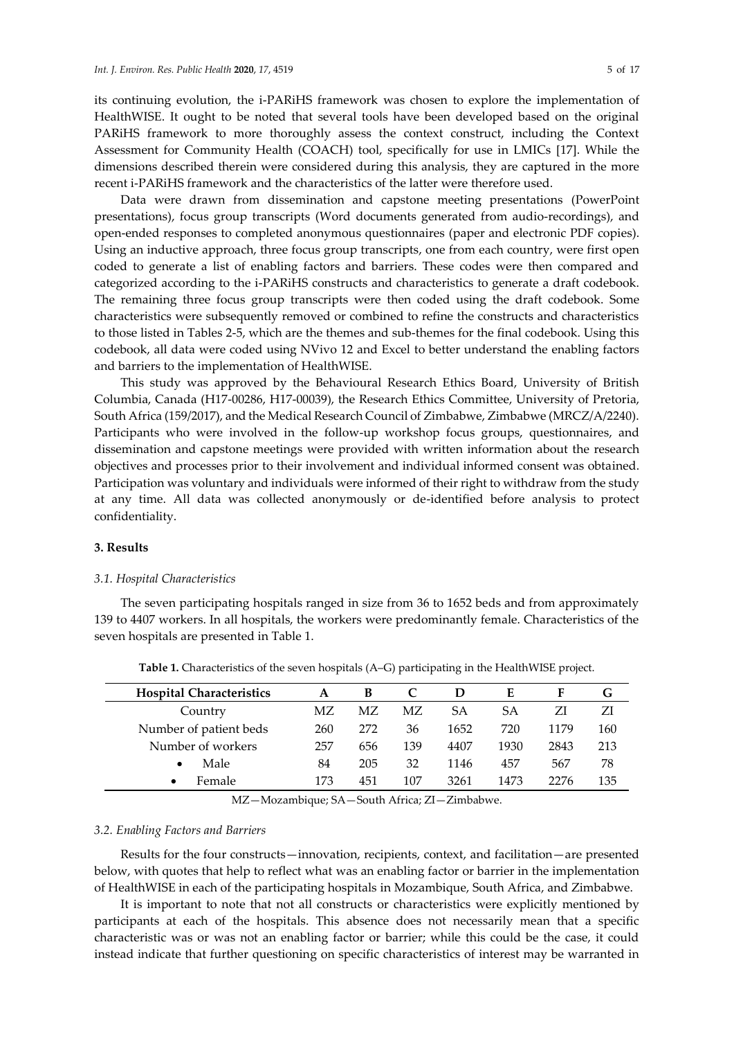its continuing evolution, the i-PARiHS framework was chosen to explore the implementation of HealthWISE. It ought to be noted that several tools have been developed based on the original PARiHS framework to more thoroughly assess the context construct, including the Context Assessment for Community Health (COACH) tool, specifically for use in LMICs [17]. While the dimensions described therein were considered during this analysis, they are captured in the more recent i-PARiHS framework and the characteristics of the latter were therefore used.

Data were drawn from dissemination and capstone meeting presentations (PowerPoint presentations), focus group transcripts (Word documents generated from audio-recordings), and open-ended responses to completed anonymous questionnaires (paper and electronic PDF copies). Using an inductive approach, three focus group transcripts, one from each country, were first open coded to generate a list of enabling factors and barriers. These codes were then compared and categorized according to the i-PARiHS constructs and characteristics to generate a draft codebook. The remaining three focus group transcripts were then coded using the draft codebook. Some characteristics were subsequently removed or combined to refine the constructs and characteristics to those listed in Tables 2-5, which are the themes and sub-themes for the final codebook. Using this codebook, all data were coded using NVivo 12 and Excel to better understand the enabling factors and barriers to the implementation of HealthWISE.

This study was approved by the Behavioural Research Ethics Board, University of British Columbia, Canada (H17-00286, H17-00039), the Research Ethics Committee, University of Pretoria, South Africa (159/2017), and the Medical Research Council of Zimbabwe, Zimbabwe (MRCZ/A/2240). Participants who were involved in the follow-up workshop focus groups, questionnaires, and dissemination and capstone meetings were provided with written information about the research objectives and processes prior to their involvement and individual informed consent was obtained. Participation was voluntary and individuals were informed of their right to withdraw from the study at any time. All data was collected anonymously or de-identified before analysis to protect confidentiality.

## 3. Results

### 3.1. Hospital Characteristics

The seven participating hospitals ranged in size from 36 to 1652 beds and from approximately 139 to 4407 workers. In all hospitals, the workers were predominantly female. Characteristics of the seven hospitals are presented in Table 1.

**Table 1.** Characteristics of the seven hospitals (A–G) participating in the HealthWISE project.

| Hospital Characteristics | A | B | C | D | E | F | G |
|---|---|---|---|---|---|---|---|
| Country | MZ | MZ | MZ | SA | SA | ZI | ZI |
| Number of patient beds | 260 | 272 | 36 | 1652 | 720 | 1179 | 160 |
| Number of workers | 257 | 656 | 139 | 4407 | 1930 | 2843 | 213 |
| • Male | 84 | 205 | 32 | 1146 | 457 | 567 | 78 |
| • Female | 173 | 451 | 107 | 3261 | 1473 | 2276 | 135 |

MZ—Mozambique; SA—South Africa; ZI—Zimbabwe.

### 3.2. Enabling Factors and Barriers

Results for the four constructs—innovation, recipients, context, and facilitation—are presented below, with quotes that help to reflect what was an enabling factor or barrier in the implementation of HealthWISE in each of the participating hospitals in Mozambique, South Africa, and Zimbabwe.

It is important to note that not all constructs or characteristics were explicitly mentioned by participants at each of the hospitals. This absence does not necessarily mean that a specific characteristic was or was not an enabling factor or barrier; while this could be the case, it could instead indicate that further questioning on specific characteristics of interest may be warranted in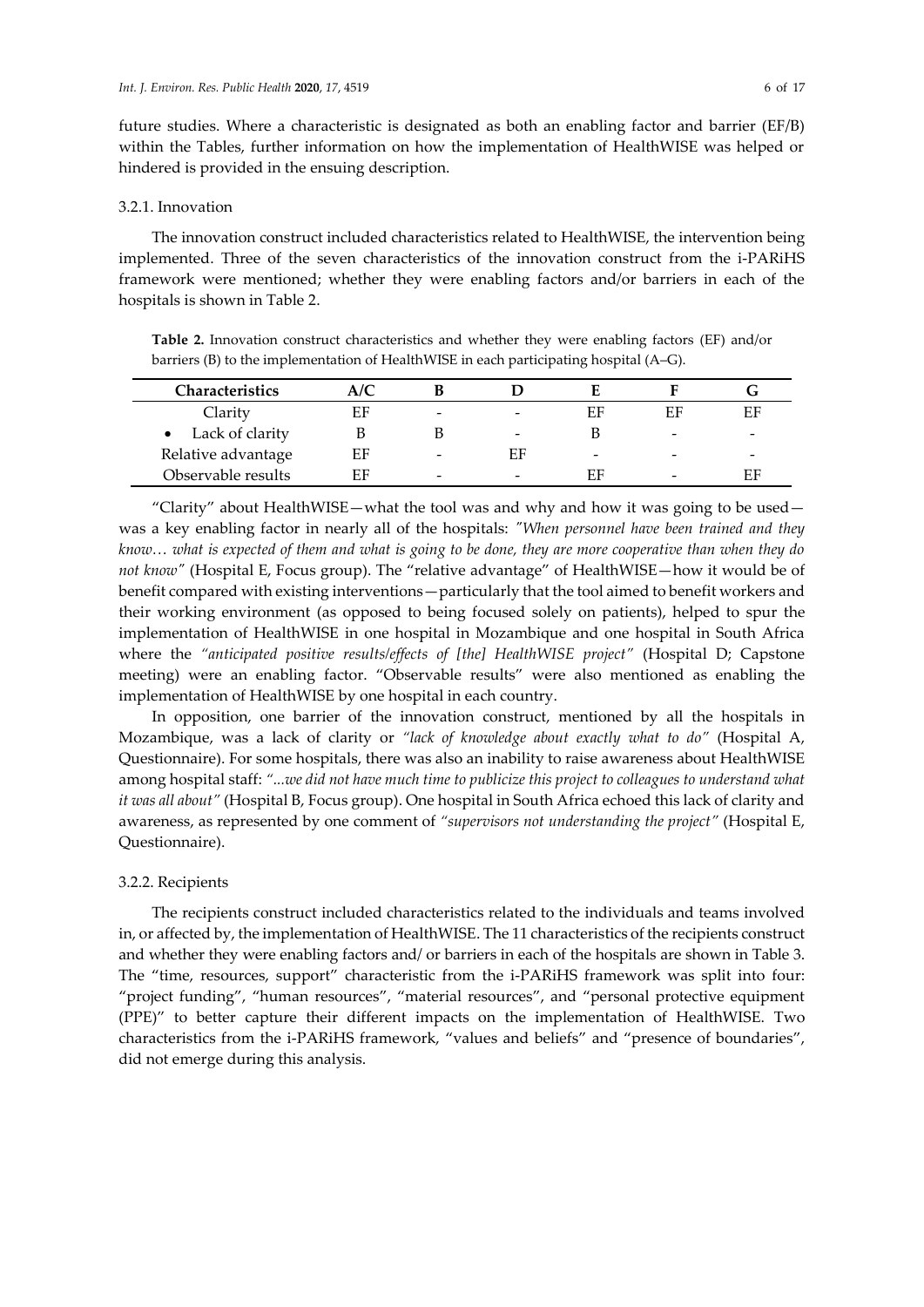future studies. Where a characteristic is designated as both an enabling factor and barrier (EF/B) within the Tables, further information on how the implementation of HealthWISE was helped or hindered is provided in the ensuing description.

### 3.2.1. Innovation

The innovation construct included characteristics related to HealthWISE, the intervention being implemented. Three of the seven characteristics of the innovation construct from the i-PARiHS framework were mentioned; whether they were enabling factors and/or barriers in each of the hospitals is shown in Table 2.

**Table 2.** Innovation construct characteristics and whether they were enabling factors (EF) and/or barriers (B) to the implementation of HealthWISE in each participating hospital (A–G).

| Characteristics | A/C | B | D | E | F | G |
|---|---|---|---|---|---|---|
| Clarity | EF | - | - | EF | EF | EF |
| • Lack of clarity | B | B | - | B | - | - |
| Relative advantage | EF | - | EF | - | - | - |
| Observable results | EF | - | - | EF | - | EF |

"Clarity" about HealthWISE—what the tool was and why and how it was going to be used—was a key enabling factor in nearly all of the hospitals: *"When personnel have been trained and they know… what is expected of them and what is going to be done, they are more cooperative than when they do not know"* (Hospital E, Focus group). The "relative advantage" of HealthWISE—how it would be of benefit compared with existing interventions—particularly that the tool aimed to benefit workers and their working environment (as opposed to being focused solely on patients), helped to spur the implementation of HealthWISE in one hospital in Mozambique and one hospital in South Africa where the *"anticipated positive results/effects of [the] HealthWISE project"* (Hospital D; Capstone meeting) were an enabling factor. "Observable results" were also mentioned as enabling the implementation of HealthWISE by one hospital in each country.

In opposition, one barrier of the innovation construct, mentioned by all the hospitals in Mozambique, was a lack of clarity or *"lack of knowledge about exactly what to do"* (Hospital A, Questionnaire). For some hospitals, there was also an inability to raise awareness about HealthWISE among hospital staff: *"...we did not have much time to publicize this project to colleagues to understand what it was all about"* (Hospital B, Focus group). One hospital in South Africa echoed this lack of clarity and awareness, as represented by one comment of *"supervisors not understanding the project"* (Hospital E, Questionnaire).

### 3.2.2. Recipients

The recipients construct included characteristics related to the individuals and teams involved in, or affected by, the implementation of HealthWISE. The 11 characteristics of the recipients construct and whether they were enabling factors and/ or barriers in each of the hospitals are shown in Table 3. The "time, resources, support" characteristic from the i-PARiHS framework was split into four: "project funding", "human resources", "material resources", and "personal protective equipment (PPE)" to better capture their different impacts on the implementation of HealthWISE. Two characteristics from the i-PARiHS framework, "values and beliefs" and "presence of boundaries", did not emerge during this analysis.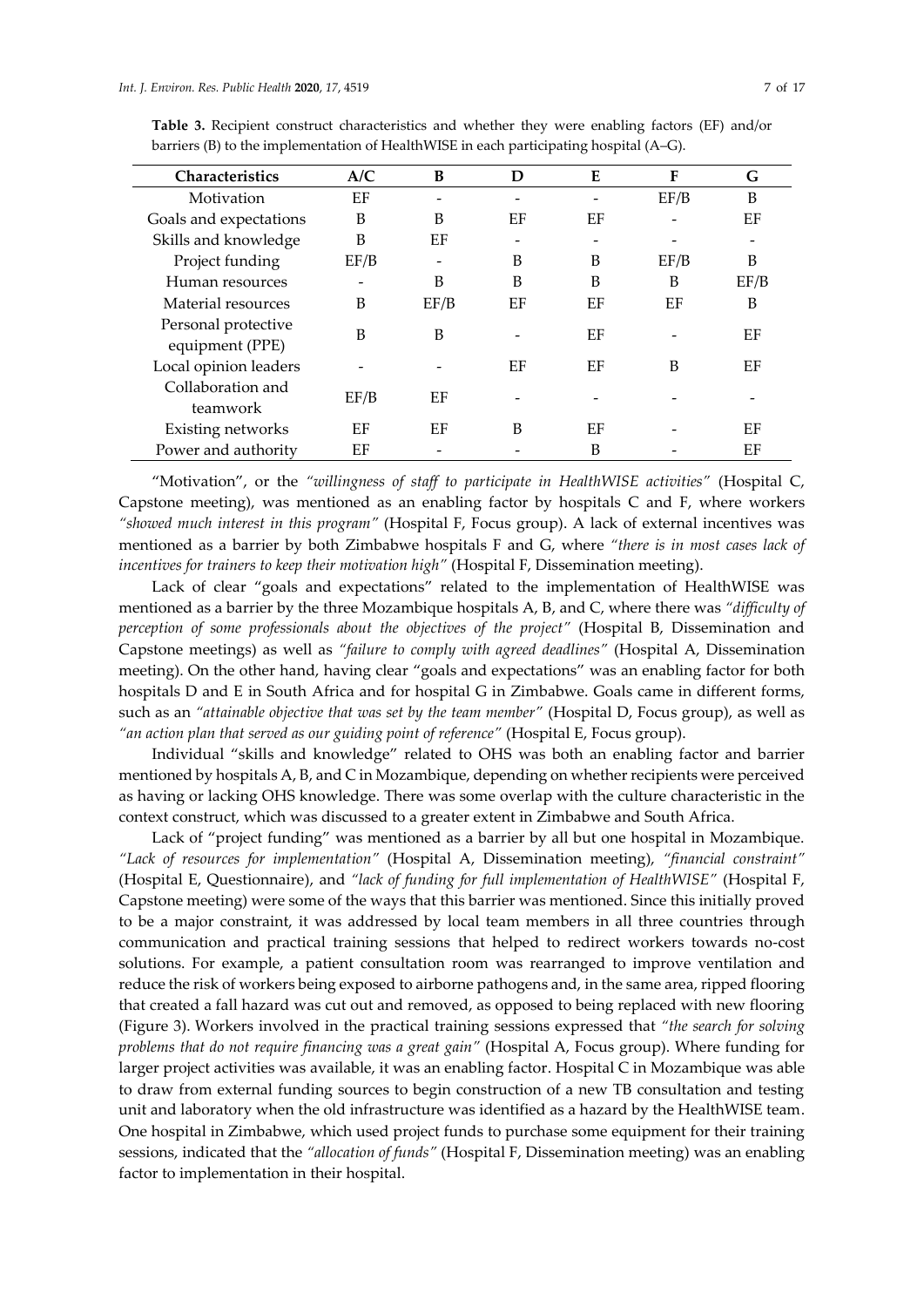**Table 3.** Recipient construct characteristics and whether they were enabling factors (EF) and/or barriers (B) to the implementation of HealthWISE in each participating hospital (A–G).

| Characteristics | A/C | B | D | E | F | G |
|---|---|---|---|---|---|---|
| Motivation | EF | - | - | - | EF/B | B |
| Goals and expectations | B | B | EF | EF | - | EF |
| Skills and knowledge | B | EF | - | - | - | - |
| Project funding | EF/B | - | B | B | EF/B | B |
| Human resources | - | B | B | B | B | EF/B |
| Material resources | B | EF/B | EF | EF | EF | B |
| Personal protective equipment (PPE) | B | B | - | EF | - | EF |
| Local opinion leaders | - | - | EF | EF | B | EF |
| Collaboration and teamwork | EF/B | EF | - | - | - | - |
| Existing networks | EF | EF | B | EF | - | EF |
| Power and authority | EF | - | - | B | - | EF |

"Motivation", or the *"willingness of staff to participate in HealthWISE activities"* (Hospital C, Capstone meeting), was mentioned as an enabling factor by hospitals C and F, where workers *"showed much interest in this program"* (Hospital F, Focus group). A lack of external incentives was mentioned as a barrier by both Zimbabwe hospitals F and G, where *"there is in most cases lack of incentives for trainers to keep their motivation high"* (Hospital F, Dissemination meeting).

Lack of clear "goals and expectations" related to the implementation of HealthWISE was mentioned as a barrier by the three Mozambique hospitals A, B, and C, where there was *"difficulty of perception of some professionals about the objectives of the project"* (Hospital B, Dissemination and Capstone meetings) as well as *"failure to comply with agreed deadlines"* (Hospital A, Dissemination meeting). On the other hand, having clear "goals and expectations" was an enabling factor for both hospitals D and E in South Africa and for hospital G in Zimbabwe. Goals came in different forms, such as an *"attainable objective that was set by the team member"* (Hospital D, Focus group), as well as *"an action plan that served as our guiding point of reference"* (Hospital E, Focus group).

Individual "skills and knowledge" related to OHS was both an enabling factor and barrier mentioned by hospitals A, B, and C in Mozambique, depending on whether recipients were perceived as having or lacking OHS knowledge. There was some overlap with the culture characteristic in the context construct, which was discussed to a greater extent in Zimbabwe and South Africa.

Lack of "project funding" was mentioned as a barrier by all but one hospital in Mozambique. *"Lack of resources for implementation"* (Hospital A, Dissemination meeting), *"financial constraint"* (Hospital E, Questionnaire), and *"lack of funding for full implementation of HealthWISE"* (Hospital F, Capstone meeting) were some of the ways that this barrier was mentioned. Since this initially proved to be a major constraint, it was addressed by local team members in all three countries through communication and practical training sessions that helped to redirect workers towards no-cost solutions. For example, a patient consultation room was rearranged to improve ventilation and reduce the risk of workers being exposed to airborne pathogens and, in the same area, ripped flooring that created a fall hazard was cut out and removed, as opposed to being replaced with new flooring (Figure 3). Workers involved in the practical training sessions expressed that *"the search for solving problems that do not require financing was a great gain"* (Hospital A, Focus group). Where funding for larger project activities was available, it was an enabling factor. Hospital C in Mozambique was able to draw from external funding sources to begin construction of a new TB consultation and testing unit and laboratory when the old infrastructure was identified as a hazard by the HealthWISE team. One hospital in Zimbabwe, which used project funds to purchase some equipment for their training sessions, indicated that the *"allocation of funds"* (Hospital F, Dissemination meeting) was an enabling factor to implementation in their hospital.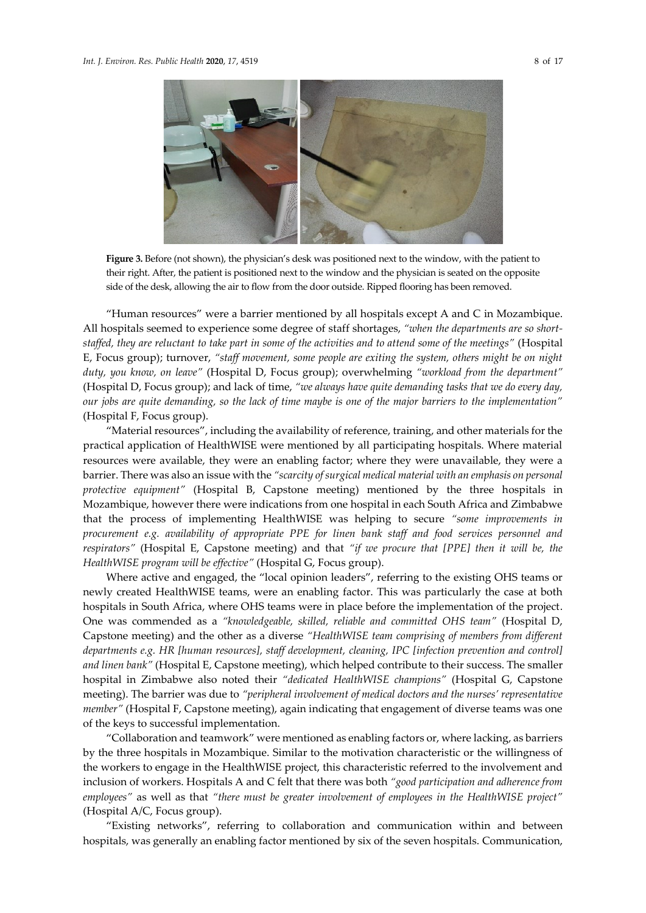**Figure 3.** Before (not shown), the physician's desk was positioned next to the window, with the patient to their right. After, the patient is positioned next to the window and the physician is seated on the opposite side of the desk, allowing the air to flow from the door outside. Ripped flooring has been removed.

"Human resources" were a barrier mentioned by all hospitals except A and C in Mozambique. All hospitals seemed to experience some degree of staff shortages, *"when the departments are so short-staffed, they are reluctant to take part in some of the activities and to attend some of the meetings"* (Hospital E, Focus group); turnover, *"staff movement, some people are exiting the system, others might be on night duty, you know, on leave"* (Hospital D, Focus group); overwhelming *"workload from the department"* (Hospital D, Focus group); and lack of time, *"we always have quite demanding tasks that we do every day, our jobs are quite demanding, so the lack of time maybe is one of the major barriers to the implementation"* (Hospital F, Focus group).

"Material resources", including the availability of reference, training, and other materials for the practical application of HealthWISE were mentioned by all participating hospitals. Where material resources were available, they were an enabling factor; where they were unavailable, they were a barrier. There was also an issue with the *"scarcity of surgical medical material with an emphasis on personal protective equipment"* (Hospital B, Capstone meeting) mentioned by the three hospitals in Mozambique, however there were indications from one hospital in each South Africa and Zimbabwe that the process of implementing HealthWISE was helping to secure *"some improvements in procurement e.g. availability of appropriate PPE for linen bank staff and food services personnel and respirators"* (Hospital E, Capstone meeting) and that *"if we procure that [PPE] then it will be, the HealthWISE program will be effective"* (Hospital G, Focus group).

Where active and engaged, the "local opinion leaders", referring to the existing OHS teams or newly created HealthWISE teams, were an enabling factor. This was particularly the case at both hospitals in South Africa, where OHS teams were in place before the implementation of the project. One was commended as a *"knowledgeable, skilled, reliable and committed OHS team"* (Hospital D, Capstone meeting) and the other as a diverse *"HealthWISE team comprising of members from different departments e.g. HR [human resources], staff development, cleaning, IPC [infection prevention and control] and linen bank"* (Hospital E, Capstone meeting), which helped contribute to their success. The smaller hospital in Zimbabwe also noted their *"dedicated HealthWISE champions"* (Hospital G, Capstone meeting). The barrier was due to *"peripheral involvement of medical doctors and the nurses' representative member"* (Hospital F, Capstone meeting), again indicating that engagement of diverse teams was one of the keys to successful implementation.

"Collaboration and teamwork" were mentioned as enabling factors or, where lacking, as barriers by the three hospitals in Mozambique. Similar to the motivation characteristic or the willingness of the workers to engage in the HealthWISE project, this characteristic referred to the involvement and inclusion of workers. Hospitals A and C felt that there was both *"good participation and adherence from employees"* as well as that *"there must be greater involvement of employees in the HealthWISE project"* (Hospital A/C, Focus group).

"Existing networks", referring to collaboration and communication within and between hospitals, was generally an enabling factor mentioned by six of the seven hospitals. Communication,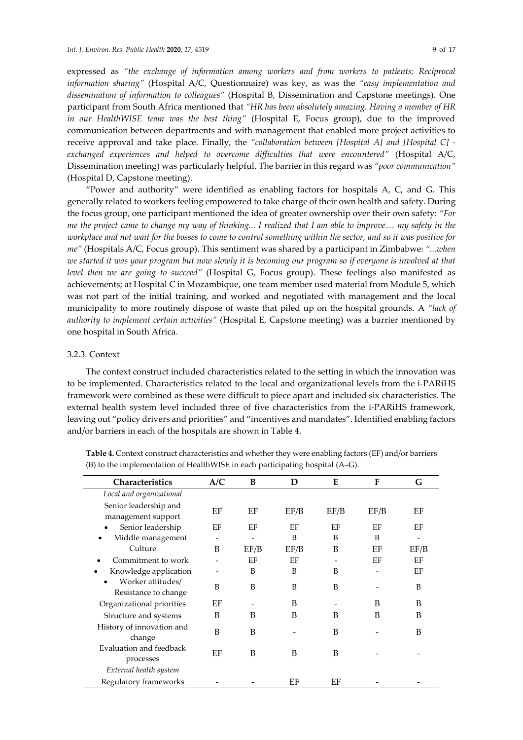expressed as *"the exchange of information among workers and from workers to patients; Reciprocal information sharing"* (Hospital A/C, Questionnaire) was key, as was the *"easy implementation and dissemination of information to colleagues"* (Hospital B, Dissemination and Capstone meetings). One participant from South Africa mentioned that *"HR has been absolutely amazing. Having a member of HR in our HealthWISE team was the best thing"* (Hospital E, Focus group), due to the improved communication between departments and with management that enabled more project activities to receive approval and take place. Finally, the *"collaboration between [Hospital A] and [Hospital C] - exchanged experiences and helped to overcome difficulties that were encountered"* (Hospital A/C, Dissemination meeting) was particularly helpful. The barrier in this regard was *"poor communication"* (Hospital D, Capstone meeting).

"Power and authority" were identified as enabling factors for hospitals A, C, and G. This generally related to workers feeling empowered to take charge of their own health and safety. During the focus group, one participant mentioned the idea of greater ownership over their own safety: *"For me the project came to change my way of thinking... I realized that I am able to improve… my safety in the workplace and not wait for the bosses to come to control something within the sector, and so it was positive for me"* (Hospitals A/C, Focus group). This sentiment was shared by a participant in Zimbabwe: *"...when we started it was your program but now slowly it is becoming our program so if everyone is involved at that level then we are going to succeed"* (Hospital G, Focus group). These feelings also manifested as achievements; at Hospital C in Mozambique, one team member used material from Module 5, which was not part of the initial training, and worked and negotiated with management and the local municipality to more routinely dispose of waste that piled up on the hospital grounds. A *"lack of authority to implement certain activities"* (Hospital E, Capstone meeting) was a barrier mentioned by one hospital in South Africa.

### 3.2.3. Context

The context construct included characteristics related to the setting in which the innovation was to be implemented. Characteristics related to the local and organizational levels from the i-PARiHS framework were combined as these were difficult to piece apart and included six characteristics. The external health system level included three of five characteristics from the i-PARiHS framework, leaving out "policy drivers and priorities" and "incentives and mandates". Identified enabling factors and/or barriers in each of the hospitals are shown in Table 4.

**Table 4.** Context construct characteristics and whether they were enabling factors (EF) and/or barriers (B) to the implementation of HealthWISE in each participating hospital (A–G).

| Characteristics | A/C | B | D | E | F | G |
|---|---|---|---|---|---|---|
| *Local and organizational* | | | | | | |
| Senior leadership and management support | EF | EF | EF/B | EF/B | EF/B | EF |
| • Senior leadership | EF | EF | EF | EF | EF | EF |
| • Middle management | - | - | B | B | B | - |
| Culture | B | EF/B | EF/B | B | EF | EF/B |
| • Commitment to work | - | EF | EF | - | EF | EF |
| • Knowledge application | - | B | B | B | - | EF |
| • Worker attitudes/ Resistance to change | B | B | B | B | - | B |
| Organizational priorities | EF | - | B | - | B | B |
| Structure and systems | B | B | B | B | B | B |
| History of innovation and change | B | B | - | B | - | B |
| Evaluation and feedback processes | EF | B | B | B | - | - |
| *External health system* | | | | | | |
| Regulatory frameworks | - | - | EF | EF | - | - |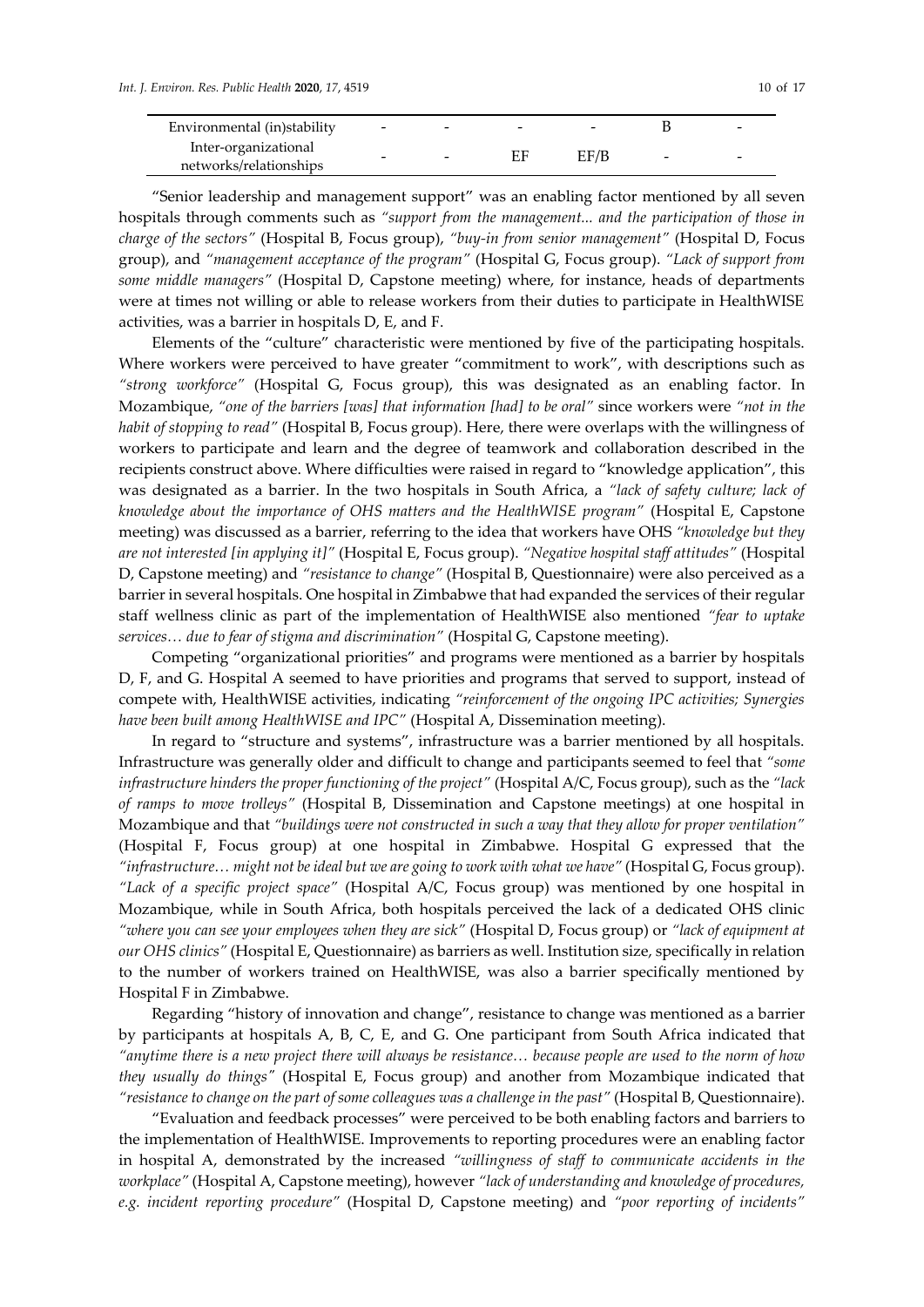| | | | | | | |
|---|---|---|---|---|---|---|
| Environmental (in)stability | - | - | - | - | B | - |
| Inter-organizational networks/relationships | - | - | EF | EF/B | - | - |

"Senior leadership and management support" was an enabling factor mentioned by all seven hospitals through comments such as *"support from the management... and the participation of those in charge of the sectors"* (Hospital B, Focus group), *"buy-in from senior management"* (Hospital D, Focus group), and *"management acceptance of the program"* (Hospital G, Focus group). *"Lack of support from some middle managers"* (Hospital D, Capstone meeting) where, for instance, heads of departments were at times not willing or able to release workers from their duties to participate in HealthWISE activities, was a barrier in hospitals D, E, and F.

Elements of the "culture" characteristic were mentioned by five of the participating hospitals. Where workers were perceived to have greater "commitment to work", with descriptions such as *"strong workforce"* (Hospital G, Focus group), this was designated as an enabling factor. In Mozambique, *"one of the barriers [was] that information [had] to be oral"* since workers were *"not in the habit of stopping to read"* (Hospital B, Focus group). Here, there were overlaps with the willingness of workers to participate and learn and the degree of teamwork and collaboration described in the recipients construct above. Where difficulties were raised in regard to "knowledge application", this was designated as a barrier. In the two hospitals in South Africa, a *"lack of safety culture; lack of knowledge about the importance of OHS matters and the HealthWISE program"* (Hospital E, Capstone meeting) was discussed as a barrier, referring to the idea that workers have OHS *"knowledge but they are not interested [in applying it]"* (Hospital E, Focus group). *"Negative hospital staff attitudes"* (Hospital D, Capstone meeting) and *"resistance to change"* (Hospital B, Questionnaire) were also perceived as a barrier in several hospitals. One hospital in Zimbabwe that had expanded the services of their regular staff wellness clinic as part of the implementation of HealthWISE also mentioned *"fear to uptake services… due to fear of stigma and discrimination"* (Hospital G, Capstone meeting).

Competing "organizational priorities" and programs were mentioned as a barrier by hospitals D, F, and G. Hospital A seemed to have priorities and programs that served to support, instead of compete with, HealthWISE activities, indicating *"reinforcement of the ongoing IPC activities; Synergies have been built among HealthWISE and IPC"* (Hospital A, Dissemination meeting).

In regard to "structure and systems", infrastructure was a barrier mentioned by all hospitals. Infrastructure was generally older and difficult to change and participants seemed to feel that *"some infrastructure hinders the proper functioning of the project"* (Hospital A/C, Focus group), such as the *"lack of ramps to move trolleys"* (Hospital B, Dissemination and Capstone meetings) at one hospital in Mozambique and that *"buildings were not constructed in such a way that they allow for proper ventilation"* (Hospital F, Focus group) at one hospital in Zimbabwe. Hospital G expressed that the *"infrastructure… might not be ideal but we are going to work with what we have"* (Hospital G, Focus group). *"Lack of a specific project space"* (Hospital A/C, Focus group) was mentioned by one hospital in Mozambique, while in South Africa, both hospitals perceived the lack of a dedicated OHS clinic *"where you can see your employees when they are sick"* (Hospital D, Focus group) or *"lack of equipment at our OHS clinics"* (Hospital E, Questionnaire) as barriers as well. Institution size, specifically in relation to the number of workers trained on HealthWISE, was also a barrier specifically mentioned by Hospital F in Zimbabwe.

Regarding "history of innovation and change", resistance to change was mentioned as a barrier by participants at hospitals A, B, C, E, and G. One participant from South Africa indicated that *"anytime there is a new project there will always be resistance… because people are used to the norm of how they usually do things"* (Hospital E, Focus group) and another from Mozambique indicated that *"resistance to change on the part of some colleagues was a challenge in the past"* (Hospital B, Questionnaire).

"Evaluation and feedback processes" were perceived to be both enabling factors and barriers to the implementation of HealthWISE. Improvements to reporting procedures were an enabling factor in hospital A, demonstrated by the increased *"willingness of staff to communicate accidents in the workplace"* (Hospital A, Capstone meeting), however *"lack of understanding and knowledge of procedures, e.g. incident reporting procedure"* (Hospital D, Capstone meeting) and *"poor reporting of incidents"*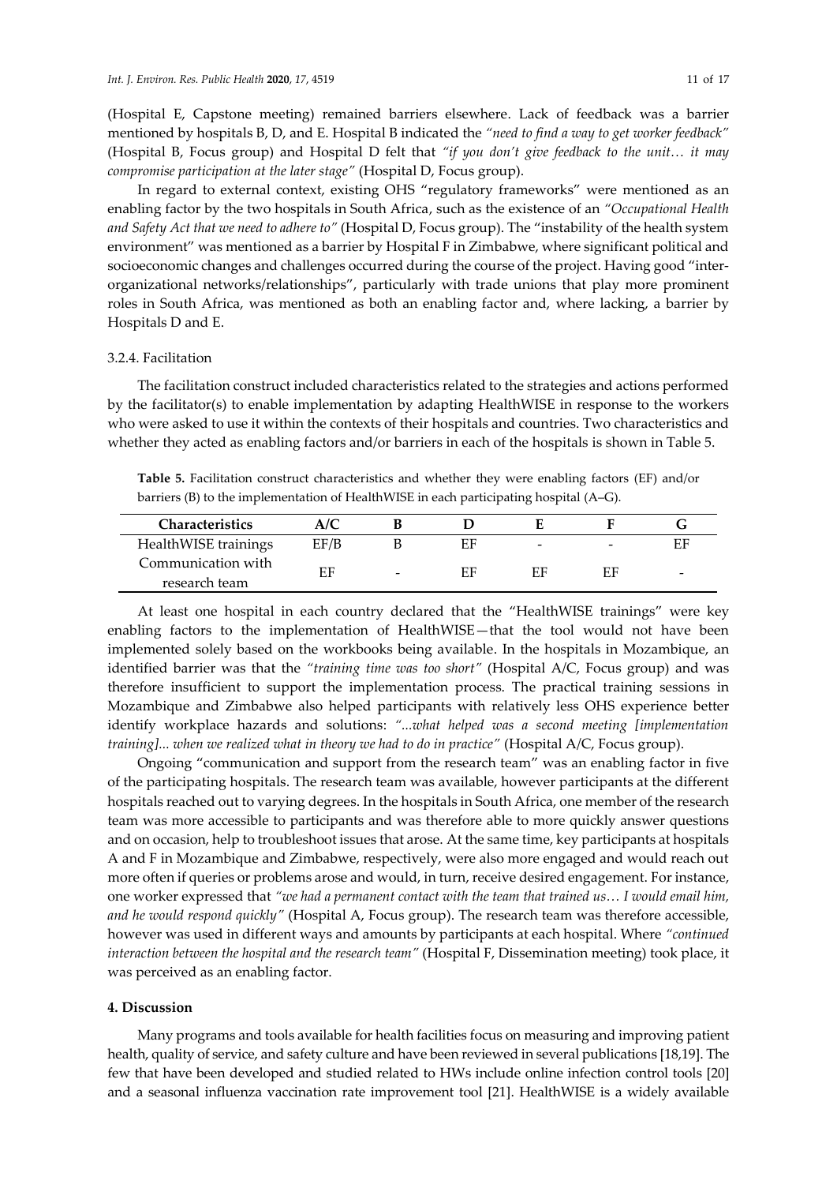(Hospital E, Capstone meeting) remained barriers elsewhere. Lack of feedback was a barrier mentioned by hospitals B, D, and E. Hospital B indicated the *"need to find a way to get worker feedback"* (Hospital B, Focus group) and Hospital D felt that *"if you don't give feedback to the unit… it may compromise participation at the later stage"* (Hospital D, Focus group).

In regard to external context, existing OHS "regulatory frameworks" were mentioned as an enabling factor by the two hospitals in South Africa, such as the existence of an *"Occupational Health and Safety Act that we need to adhere to"* (Hospital D, Focus group). The "instability of the health system environment" was mentioned as a barrier by Hospital F in Zimbabwe, where significant political and socioeconomic changes and challenges occurred during the course of the project. Having good "inter-organizational networks/relationships", particularly with trade unions that play more prominent roles in South Africa, was mentioned as both an enabling factor and, where lacking, a barrier by Hospitals D and E.

### 3.2.4. Facilitation

The facilitation construct included characteristics related to the strategies and actions performed by the facilitator(s) to enable implementation by adapting HealthWISE in response to the workers who were asked to use it within the contexts of their hospitals and countries. Two characteristics and whether they acted as enabling factors and/or barriers in each of the hospitals is shown in Table 5.

**Table 5.** Facilitation construct characteristics and whether they were enabling factors (EF) and/or barriers (B) to the implementation of HealthWISE in each participating hospital (A–G).

| Characteristics | A/C | B | D | E | F | G |
|---|---|---|---|---|---|---|
| HealthWISE trainings | EF/B | B | EF | - | - | EF |
| Communication with research team | EF | - | EF | EF | EF | - |

At least one hospital in each country declared that the "HealthWISE trainings" were key enabling factors to the implementation of HealthWISE—that the tool would not have been implemented solely based on the workbooks being available. In the hospitals in Mozambique, an identified barrier was that the *"training time was too short"* (Hospital A/C, Focus group) and was therefore insufficient to support the implementation process. The practical training sessions in Mozambique and Zimbabwe also helped participants with relatively less OHS experience better identify workplace hazards and solutions: *"...what helped was a second meeting [implementation training]... when we realized what in theory we had to do in practice"* (Hospital A/C, Focus group).

Ongoing "communication and support from the research team" was an enabling factor in five of the participating hospitals. The research team was available, however participants at the different hospitals reached out to varying degrees. In the hospitals in South Africa, one member of the research team was more accessible to participants and was therefore able to more quickly answer questions and on occasion, help to troubleshoot issues that arose. At the same time, key participants at hospitals A and F in Mozambique and Zimbabwe, respectively, were also more engaged and would reach out more often if queries or problems arose and would, in turn, receive desired engagement. For instance, one worker expressed that *"we had a permanent contact with the team that trained us… I would email him, and he would respond quickly"* (Hospital A, Focus group). The research team was therefore accessible, however was used in different ways and amounts by participants at each hospital. Where *"continued interaction between the hospital and the research team"* (Hospital F, Dissemination meeting) took place, it was perceived as an enabling factor.

## 4. Discussion

Many programs and tools available for health facilities focus on measuring and improving patient health, quality of service, and safety culture and have been reviewed in several publications [18,19]. The few that have been developed and studied related to HWs include online infection control tools [20] and a seasonal influenza vaccination rate improvement tool [21]. HealthWISE is a widely available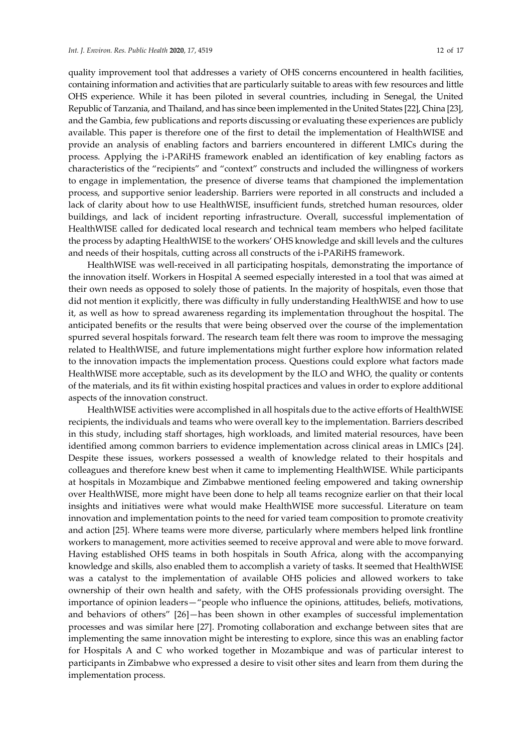quality improvement tool that addresses a variety of OHS concerns encountered in health facilities, containing information and activities that are particularly suitable to areas with few resources and little OHS experience. While it has been piloted in several countries, including in Senegal, the United Republic of Tanzania, and Thailand, and has since been implemented in the United States [22], China [23], and the Gambia, few publications and reports discussing or evaluating these experiences are publicly available. This paper is therefore one of the first to detail the implementation of HealthWISE and provide an analysis of enabling factors and barriers encountered in different LMICs during the process. Applying the i-PARiHS framework enabled an identification of key enabling factors as characteristics of the "recipients" and "context" constructs and included the willingness of workers to engage in implementation, the presence of diverse teams that championed the implementation process, and supportive senior leadership. Barriers were reported in all constructs and included a lack of clarity about how to use HealthWISE, insufficient funds, stretched human resources, older buildings, and lack of incident reporting infrastructure. Overall, successful implementation of HealthWISE called for dedicated local research and technical team members who helped facilitate the process by adapting HealthWISE to the workers' OHS knowledge and skill levels and the cultures and needs of their hospitals, cutting across all constructs of the i-PARiHS framework.

HealthWISE was well-received in all participating hospitals, demonstrating the importance of the innovation itself. Workers in Hospital A seemed especially interested in a tool that was aimed at their own needs as opposed to solely those of patients. In the majority of hospitals, even those that did not mention it explicitly, there was difficulty in fully understanding HealthWISE and how to use it, as well as how to spread awareness regarding its implementation throughout the hospital. The anticipated benefits or the results that were being observed over the course of the implementation spurred several hospitals forward. The research team felt there was room to improve the messaging related to HealthWISE, and future implementations might further explore how information related to the innovation impacts the implementation process. Questions could explore what factors made HealthWISE more acceptable, such as its development by the ILO and WHO, the quality or contents of the materials, and its fit within existing hospital practices and values in order to explore additional aspects of the innovation construct.

HealthWISE activities were accomplished in all hospitals due to the active efforts of HealthWISE recipients, the individuals and teams who were overall key to the implementation. Barriers described in this study, including staff shortages, high workloads, and limited material resources, have been identified among common barriers to evidence implementation across clinical areas in LMICs [24]. Despite these issues, workers possessed a wealth of knowledge related to their hospitals and colleagues and therefore knew best when it came to implementing HealthWISE. While participants at hospitals in Mozambique and Zimbabwe mentioned feeling empowered and taking ownership over HealthWISE, more might have been done to help all teams recognize earlier on that their local insights and initiatives were what would make HealthWISE more successful. Literature on team innovation and implementation points to the need for varied team composition to promote creativity and action [25]. Where teams were more diverse, particularly where members helped link frontline workers to management, more activities seemed to receive approval and were able to move forward. Having established OHS teams in both hospitals in South Africa, along with the accompanying knowledge and skills, also enabled them to accomplish a variety of tasks. It seemed that HealthWISE was a catalyst to the implementation of available OHS policies and allowed workers to take ownership of their own health and safety, with the OHS professionals providing oversight. The importance of opinion leaders—"people who influence the opinions, attitudes, beliefs, motivations, and behaviors of others" [26]—has been shown in other examples of successful implementation processes and was similar here [27]. Promoting collaboration and exchange between sites that are implementing the same innovation might be interesting to explore, since this was an enabling factor for Hospitals A and C who worked together in Mozambique and was of particular interest to participants in Zimbabwe who expressed a desire to visit other sites and learn from them during the implementation process.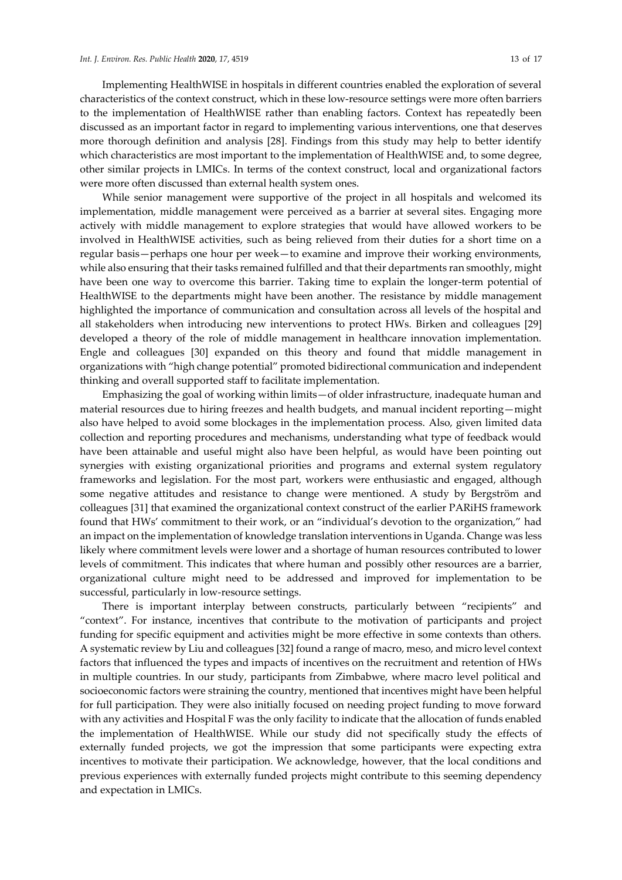Implementing HealthWISE in hospitals in different countries enabled the exploration of several characteristics of the context construct, which in these low-resource settings were more often barriers to the implementation of HealthWISE rather than enabling factors. Context has repeatedly been discussed as an important factor in regard to implementing various interventions, one that deserves more thorough definition and analysis [28]. Findings from this study may help to better identify which characteristics are most important to the implementation of HealthWISE and, to some degree, other similar projects in LMICs. In terms of the context construct, local and organizational factors were more often discussed than external health system ones.

While senior management were supportive of the project in all hospitals and welcomed its implementation, middle management were perceived as a barrier at several sites. Engaging more actively with middle management to explore strategies that would have allowed workers to be involved in HealthWISE activities, such as being relieved from their duties for a short time on a regular basis—perhaps one hour per week—to examine and improve their working environments, while also ensuring that their tasks remained fulfilled and that their departments ran smoothly, might have been one way to overcome this barrier. Taking time to explain the longer-term potential of HealthWISE to the departments might have been another. The resistance by middle management highlighted the importance of communication and consultation across all levels of the hospital and all stakeholders when introducing new interventions to protect HWs. Birken and colleagues [29] developed a theory of the role of middle management in healthcare innovation implementation. Engle and colleagues [30] expanded on this theory and found that middle management in organizations with "high change potential" promoted bidirectional communication and independent thinking and overall supported staff to facilitate implementation.

Emphasizing the goal of working within limits—of older infrastructure, inadequate human and material resources due to hiring freezes and health budgets, and manual incident reporting—might also have helped to avoid some blockages in the implementation process. Also, given limited data collection and reporting procedures and mechanisms, understanding what type of feedback would have been attainable and useful might also have been helpful, as would have been pointing out synergies with existing organizational priorities and programs and external system regulatory frameworks and legislation. For the most part, workers were enthusiastic and engaged, although some negative attitudes and resistance to change were mentioned. A study by Bergström and colleagues [31] that examined the organizational context construct of the earlier PARiHS framework found that HWs' commitment to their work, or an "individual's devotion to the organization," had an impact on the implementation of knowledge translation interventions in Uganda. Change was less likely where commitment levels were lower and a shortage of human resources contributed to lower levels of commitment. This indicates that where human and possibly other resources are a barrier, organizational culture might need to be addressed and improved for implementation to be successful, particularly in low-resource settings.

There is important interplay between constructs, particularly between "recipients" and "context". For instance, incentives that contribute to the motivation of participants and project funding for specific equipment and activities might be more effective in some contexts than others. A systematic review by Liu and colleagues [32] found a range of macro, meso, and micro level context factors that influenced the types and impacts of incentives on the recruitment and retention of HWs in multiple countries. In our study, participants from Zimbabwe, where macro level political and socioeconomic factors were straining the country, mentioned that incentives might have been helpful for full participation. They were also initially focused on needing project funding to move forward with any activities and Hospital F was the only facility to indicate that the allocation of funds enabled the implementation of HealthWISE. While our study did not specifically study the effects of externally funded projects, we got the impression that some participants were expecting extra incentives to motivate their participation. We acknowledge, however, that the local conditions and previous experiences with externally funded projects might contribute to this seeming dependency and expectation in LMICs.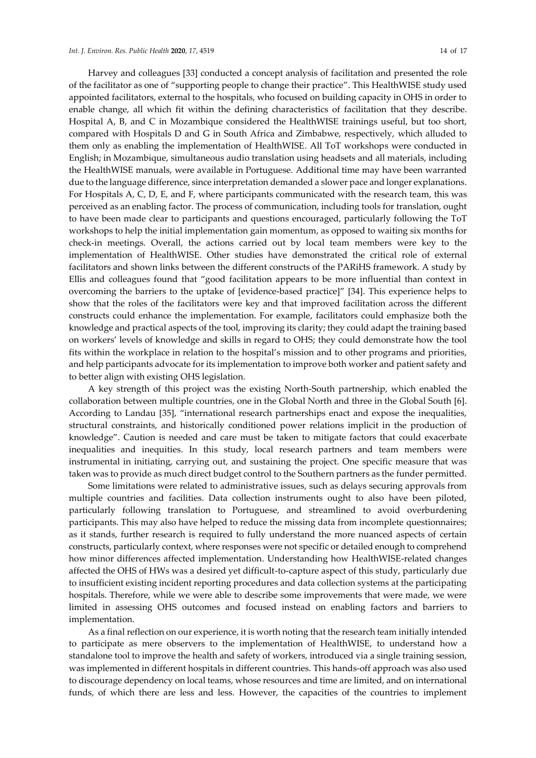Harvey and colleagues [33] conducted a concept analysis of facilitation and presented the role of the facilitator as one of "supporting people to change their practice". This HealthWISE study used appointed facilitators, external to the hospitals, who focused on building capacity in OHS in order to enable change, all which fit within the defining characteristics of facilitation that they describe. Hospital A, B, and C in Mozambique considered the HealthWISE trainings useful, but too short, compared with Hospitals D and G in South Africa and Zimbabwe, respectively, which alluded to them only as enabling the implementation of HealthWISE. All ToT workshops were conducted in English; in Mozambique, simultaneous audio translation using headsets and all materials, including the HealthWISE manuals, were available in Portuguese. Additional time may have been warranted due to the language difference, since interpretation demanded a slower pace and longer explanations. For Hospitals A, C, D, E, and F, where participants communicated with the research team, this was perceived as an enabling factor. The process of communication, including tools for translation, ought to have been made clear to participants and questions encouraged, particularly following the ToT workshops to help the initial implementation gain momentum, as opposed to waiting six months for check-in meetings. Overall, the actions carried out by local team members were key to the implementation of HealthWISE. Other studies have demonstrated the critical role of external facilitators and shown links between the different constructs of the PARiHS framework. A study by Ellis and colleagues found that "good facilitation appears to be more influential than context in overcoming the barriers to the uptake of [evidence-based practice]" [34]. This experience helps to show that the roles of the facilitators were key and that improved facilitation across the different constructs could enhance the implementation. For example, facilitators could emphasize both the knowledge and practical aspects of the tool, improving its clarity; they could adapt the training based on workers' levels of knowledge and skills in regard to OHS; they could demonstrate how the tool fits within the workplace in relation to the hospital's mission and to other programs and priorities, and help participants advocate for its implementation to improve both worker and patient safety and to better align with existing OHS legislation.

A key strength of this project was the existing North-South partnership, which enabled the collaboration between multiple countries, one in the Global North and three in the Global South [6]. According to Landau [35], "international research partnerships enact and expose the inequalities, structural constraints, and historically conditioned power relations implicit in the production of knowledge". Caution is needed and care must be taken to mitigate factors that could exacerbate inequalities and inequities. In this study, local research partners and team members were instrumental in initiating, carrying out, and sustaining the project. One specific measure that was taken was to provide as much direct budget control to the Southern partners as the funder permitted.

Some limitations were related to administrative issues, such as delays securing approvals from multiple countries and facilities. Data collection instruments ought to also have been piloted, particularly following translation to Portuguese, and streamlined to avoid overburdening participants. This may also have helped to reduce the missing data from incomplete questionnaires; as it stands, further research is required to fully understand the more nuanced aspects of certain constructs, particularly context, where responses were not specific or detailed enough to comprehend how minor differences affected implementation. Understanding how HealthWISE-related changes affected the OHS of HWs was a desired yet difficult-to-capture aspect of this study, particularly due to insufficient existing incident reporting procedures and data collection systems at the participating hospitals. Therefore, while we were able to describe some improvements that were made, we were limited in assessing OHS outcomes and focused instead on enabling factors and barriers to implementation.

As a final reflection on our experience, it is worth noting that the research team initially intended to participate as mere observers to the implementation of HealthWISE, to understand how a standalone tool to improve the health and safety of workers, introduced via a single training session, was implemented in different hospitals in different countries. This hands-off approach was also used to discourage dependency on local teams, whose resources and time are limited, and on international funds, of which there are less and less. However, the capacities of the countries to implement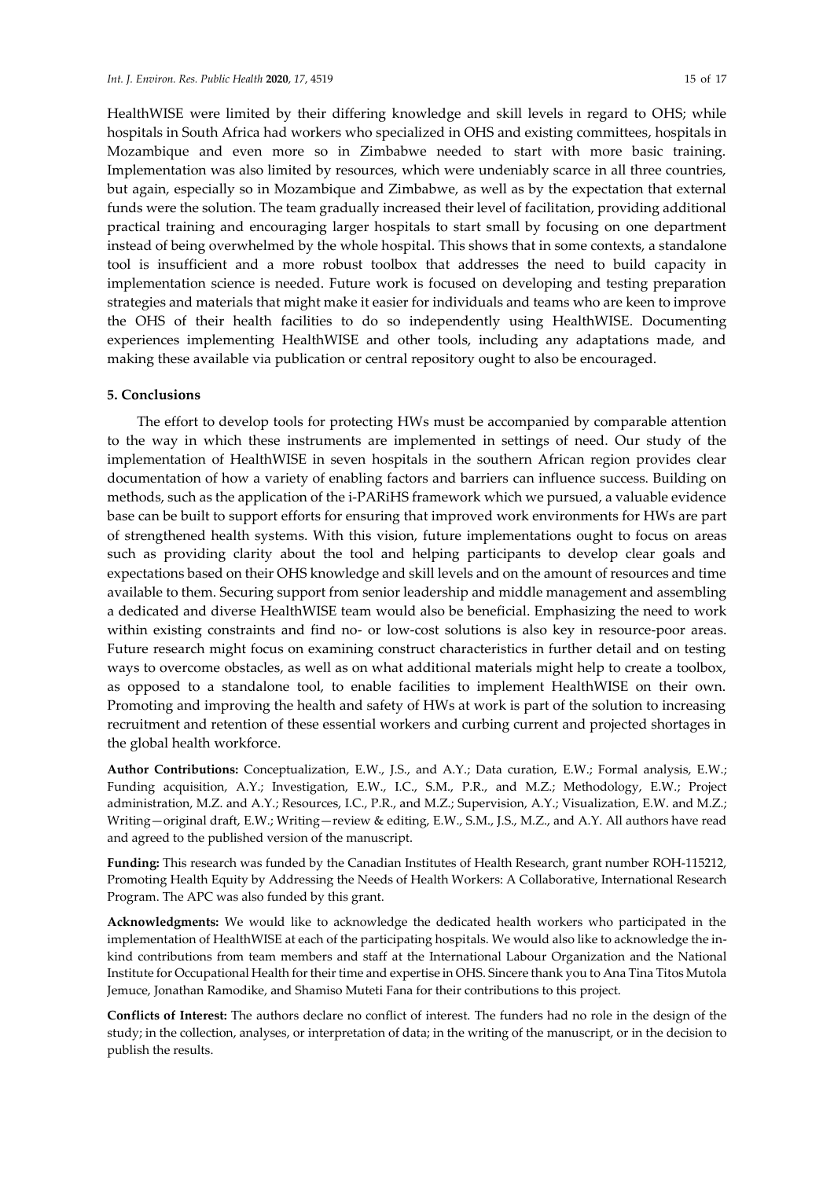HealthWISE were limited by their differing knowledge and skill levels in regard to OHS; while hospitals in South Africa had workers who specialized in OHS and existing committees, hospitals in Mozambique and even more so in Zimbabwe needed to start with more basic training. Implementation was also limited by resources, which were undeniably scarce in all three countries, but again, especially so in Mozambique and Zimbabwe, as well as by the expectation that external funds were the solution. The team gradually increased their level of facilitation, providing additional practical training and encouraging larger hospitals to start small by focusing on one department instead of being overwhelmed by the whole hospital. This shows that in some contexts, a standalone tool is insufficient and a more robust toolbox that addresses the need to build capacity in implementation science is needed. Future work is focused on developing and testing preparation strategies and materials that might make it easier for individuals and teams who are keen to improve the OHS of their health facilities to do so independently using HealthWISE. Documenting experiences implementing HealthWISE and other tools, including any adaptations made, and making these available via publication or central repository ought to also be encouraged.

## 5. Conclusions

The effort to develop tools for protecting HWs must be accompanied by comparable attention to the way in which these instruments are implemented in settings of need. Our study of the implementation of HealthWISE in seven hospitals in the southern African region provides clear documentation of how a variety of enabling factors and barriers can influence success. Building on methods, such as the application of the i-PARiHS framework which we pursued, a valuable evidence base can be built to support efforts for ensuring that improved work environments for HWs are part of strengthened health systems. With this vision, future implementations ought to focus on areas such as providing clarity about the tool and helping participants to develop clear goals and expectations based on their OHS knowledge and skill levels and on the amount of resources and time available to them. Securing support from senior leadership and middle management and assembling a dedicated and diverse HealthWISE team would also be beneficial. Emphasizing the need to work within existing constraints and find no- or low-cost solutions is also key in resource-poor areas. Future research might focus on examining construct characteristics in further detail and on testing ways to overcome obstacles, as well as on what additional materials might help to create a toolbox, as opposed to a standalone tool, to enable facilities to implement HealthWISE on their own. Promoting and improving the health and safety of HWs at work is part of the solution to increasing recruitment and retention of these essential workers and curbing current and projected shortages in the global health workforce.

**Author Contributions:** Conceptualization, E.W., J.S., and A.Y.; Data curation, E.W.; Formal analysis, E.W.; Funding acquisition, A.Y.; Investigation, E.W., I.C., S.M., P.R., and M.Z.; Methodology, E.W.; Project administration, M.Z. and A.Y.; Resources, I.C., P.R., and M.Z.; Supervision, A.Y.; Visualization, E.W. and M.Z.; Writing—original draft, E.W.; Writing—review & editing, E.W., S.M., J.S., M.Z., and A.Y. All authors have read and agreed to the published version of the manuscript.

**Funding:** This research was funded by the Canadian Institutes of Health Research, grant number ROH-115212, Promoting Health Equity by Addressing the Needs of Health Workers: A Collaborative, International Research Program. The APC was also funded by this grant.

**Acknowledgments:** We would like to acknowledge the dedicated health workers who participated in the implementation of HealthWISE at each of the participating hospitals. We would also like to acknowledge the in-kind contributions from team members and staff at the International Labour Organization and the National Institute for Occupational Health for their time and expertise in OHS. Sincere thank you to Ana Tina Titos Mutola Jemuce, Jonathan Ramodike, and Shamiso Muteti Fana for their contributions to this project.

**Conflicts of Interest:** The authors declare no conflict of interest. The funders had no role in the design of the study; in the collection, analyses, or interpretation of data; in the writing of the manuscript, or in the decision to publish the results.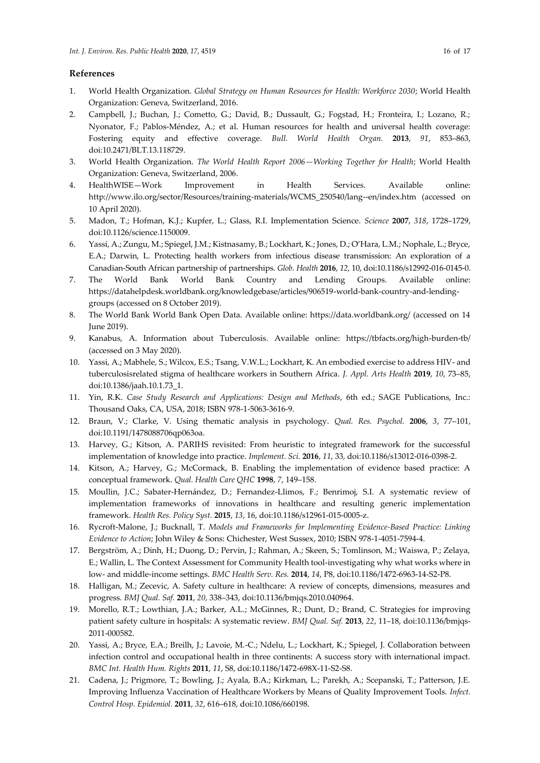## References

1. World Health Organization. *Global Strategy on Human Resources for Health: Workforce 2030*; World Health Organization: Geneva, Switzerland, 2016.
2. Campbell, J.; Buchan, J.; Cometto, G.; David, B.; Dussault, G.; Fogstad, H.; Fronteira, I.; Lozano, R.; Nyonator, F.; Pablos-Méndez, A.; et al. Human resources for health and universal health coverage: Fostering equity and effective coverage. *Bull. World Health Organ.* **2013**, *91*, 853–863, doi:10.2471/BLT.13.118729.
3. World Health Organization. *The World Health Report 2006—Working Together for Health*; World Health Organization: Geneva, Switzerland, 2006.
4. HealthWISE—Work Improvement in Health Services. Available online: http://www.ilo.org/sector/Resources/training-materials/WCMS_250540/lang--en/index.htm (accessed on 10 April 2020).
5. Madon, T.; Hofman, K.J.; Kupfer, L.; Glass, R.I. Implementation Science. *Science* **2007**, *318*, 1728–1729, doi:10.1126/science.1150009.
6. Yassi, A.; Zungu, M.; Spiegel, J.M.; Kistnasamy, B.; Lockhart, K.; Jones, D.; O'Hara, L.M.; Nophale, L.; Bryce, E.A.; Darwin, L. Protecting health workers from infectious disease transmission: An exploration of a Canadian-South African partnership of partnerships. *Glob. Health* **2016**, *12*, 10, doi:10.1186/s12992-016-0145-0.
7. The World Bank World Bank Country and Lending Groups. Available online: https://datahelpdesk.worldbank.org/knowledgebase/articles/906519-world-bank-country-and-lending-groups (accessed on 8 October 2019).
8. The World Bank World Bank Open Data. Available online: https://data.worldbank.org/ (accessed on 14 June 2019).
9. Kanabus, A. Information about Tuberculosis. Available online: https://tbfacts.org/high-burden-tb/ (accessed on 3 May 2020).
10. Yassi, A.; Mabhele, S.; Wilcox, E.S.; Tsang, V.W.L.; Lockhart, K. An embodied exercise to address HIV- and tuberculosisrelated stigma of healthcare workers in Southern Africa. *J. Appl. Arts Health* **2019**, *10*, 73–85, doi:10.1386/jaah.10.1.73_1.
11. Yin, R.K. *Case Study Research and Applications: Design and Methods*, 6th ed.; SAGE Publications, Inc.: Thousand Oaks, CA, USA, 2018; ISBN 978-1-5063-3616-9.
12. Braun, V.; Clarke, V. Using thematic analysis in psychology. *Qual. Res. Psychol.* **2006**, *3*, 77–101, doi:10.1191/1478088706qp063oa.
13. Harvey, G.; Kitson, A. PARIHS revisited: From heuristic to integrated framework for the successful implementation of knowledge into practice. *Implement. Sci.* **2016**, *11*, 33, doi:10.1186/s13012-016-0398-2.
14. Kitson, A.; Harvey, G.; McCormack, B. Enabling the implementation of evidence based practice: A conceptual framework. *Qual. Health Care QHC* **1998**, *7*, 149–158.
15. Moullin, J.C.; Sabater-Hernández, D.; Fernandez-Llimos, F.; Benrimoj, S.I. A systematic review of implementation frameworks of innovations in healthcare and resulting generic implementation framework. *Health Res. Policy Syst.* **2015**, *13*, 16, doi:10.1186/s12961-015-0005-z.
16. Rycroft-Malone, J.; Bucknall, T. *Models and Frameworks for Implementing Evidence-Based Practice: Linking Evidence to Action*; John Wiley & Sons: Chichester, West Sussex, 2010; ISBN 978-1-4051-7594-4.
17. Bergström, A.; Dinh, H.; Duong, D.; Pervin, J.; Rahman, A.; Skeen, S.; Tomlinson, M.; Waiswa, P.; Zelaya, E.; Wallin, L. The Context Assessment for Community Health tool-investigating why what works where in low- and middle-income settings. *BMC Health Serv. Res.* **2014**, *14*, P8, doi:10.1186/1472-6963-14-S2-P8.
18. Halligan, M.; Zecevic, A. Safety culture in healthcare: A review of concepts, dimensions, measures and progress. *BMJ Qual. Saf.* **2011**, *20*, 338–343, doi:10.1136/bmjqs.2010.040964.
19. Morello, R.T.; Lowthian, J.A.; Barker, A.L.; McGinnes, R.; Dunt, D.; Brand, C. Strategies for improving patient safety culture in hospitals: A systematic review. *BMJ Qual. Saf.* **2013**, *22*, 11–18, doi:10.1136/bmjqs-2011-000582.
20. Yassi, A.; Bryce, E.A.; Breilh, J.; Lavoie, M.-C.; Ndelu, L.; Lockhart, K.; Spiegel, J. Collaboration between infection control and occupational health in three continents: A success story with international impact. *BMC Int. Health Hum. Rights* **2011**, *11*, S8, doi:10.1186/1472-698X-11-S2-S8.
21. Cadena, J.; Prigmore, T.; Bowling, J.; Ayala, B.A.; Kirkman, L.; Parekh, A.; Scepanski, T.; Patterson, J.E. Improving Influenza Vaccination of Healthcare Workers by Means of Quality Improvement Tools. *Infect. Control Hosp. Epidemiol.* **2011**, *32*, 616–618, doi:10.1086/660198.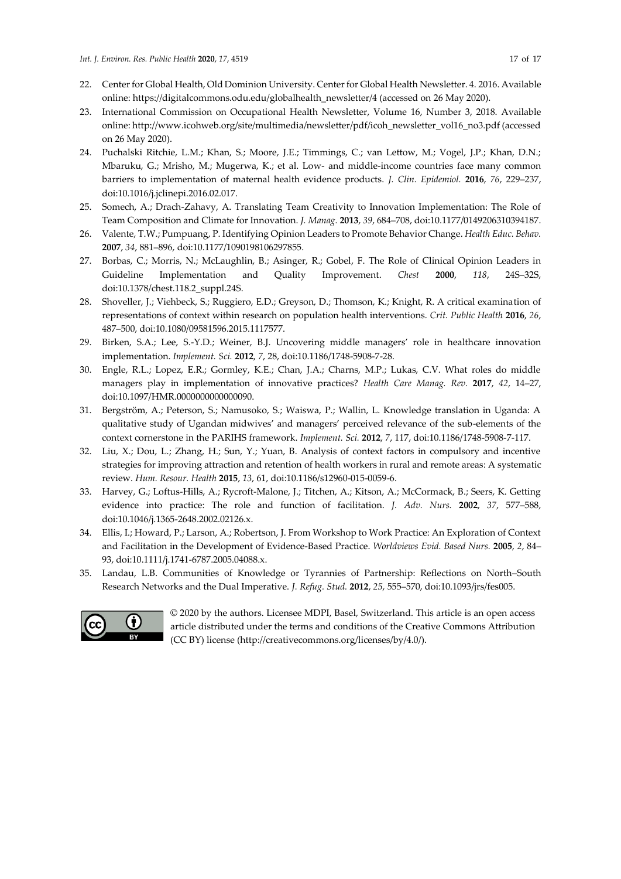22. Center for Global Health, Old Dominion University. Center for Global Health Newsletter. 4. 2016. Available online: https://digitalcommons.odu.edu/globalhealth_newsletter/4 (accessed on 26 May 2020).
23. International Commission on Occupational Health Newsletter, Volume 16, Number 3, 2018. Available online: http://www.icohweb.org/site/multimedia/newsletter/pdf/icoh_newsletter_vol16_no3.pdf (accessed on 26 May 2020).
24. Puchalski Ritchie, L.M.; Khan, S.; Moore, J.E.; Timmings, C.; van Lettow, M.; Vogel, J.P.; Khan, D.N.; Mbaruku, G.; Mrisho, M.; Mugerwa, K.; et al. Low- and middle-income countries face many common barriers to implementation of maternal health evidence products. *J. Clin. Epidemiol.* **2016**, *76*, 229–237, doi:10.1016/j.jclinepi.2016.02.017.
25. Somech, A.; Drach-Zahavy, A. Translating Team Creativity to Innovation Implementation: The Role of Team Composition and Climate for Innovation. *J. Manag.* **2013**, *39*, 684–708, doi:10.1177/0149206310394187.
26. Valente, T.W.; Pumpuang, P. Identifying Opinion Leaders to Promote Behavior Change. *Health Educ. Behav.* **2007**, *34*, 881–896, doi:10.1177/1090198106297855.
27. Borbas, C.; Morris, N.; McLaughlin, B.; Asinger, R.; Gobel, F. The Role of Clinical Opinion Leaders in Guideline Implementation and Quality Improvement. *Chest* **2000**, *118*, 24S–32S, doi:10.1378/chest.118.2_suppl.24S.
28. Shoveller, J.; Viehbeck, S.; Ruggiero, E.D.; Greyson, D.; Thomson, K.; Knight, R. A critical examination of representations of context within research on population health interventions. *Crit. Public Health* **2016**, *26*, 487–500, doi:10.1080/09581596.2015.1117577.
29. Birken, S.A.; Lee, S.-Y.D.; Weiner, B.J. Uncovering middle managers' role in healthcare innovation implementation. *Implement. Sci.* **2012**, *7*, 28, doi:10.1186/1748-5908-7-28.
30. Engle, R.L.; Lopez, E.R.; Gormley, K.E.; Chan, J.A.; Charns, M.P.; Lukas, C.V. What roles do middle managers play in implementation of innovative practices? *Health Care Manag. Rev.* **2017**, *42*, 14–27, doi:10.1097/HMR.0000000000000090.
31. Bergström, A.; Peterson, S.; Namusoko, S.; Waiswa, P.; Wallin, L. Knowledge translation in Uganda: A qualitative study of Ugandan midwives' and managers' perceived relevance of the sub-elements of the context cornerstone in the PARIHS framework. *Implement. Sci.* **2012**, *7*, 117, doi:10.1186/1748-5908-7-117.
32. Liu, X.; Dou, L.; Zhang, H.; Sun, Y.; Yuan, B. Analysis of context factors in compulsory and incentive strategies for improving attraction and retention of health workers in rural and remote areas: A systematic review. *Hum. Resour. Health* **2015**, *13*, 61, doi:10.1186/s12960-015-0059-6.
33. Harvey, G.; Loftus-Hills, A.; Rycroft-Malone, J.; Titchen, A.; Kitson, A.; McCormack, B.; Seers, K. Getting evidence into practice: The role and function of facilitation. *J. Adv. Nurs.* **2002**, *37*, 577–588, doi:10.1046/j.1365-2648.2002.02126.x.
34. Ellis, I.; Howard, P.; Larson, A.; Robertson, J. From Workshop to Work Practice: An Exploration of Context and Facilitation in the Development of Evidence-Based Practice. *Worldviews Evid. Based Nurs.* **2005**, *2*, 84–93, doi:10.1111/j.1741-6787.2005.04088.x.
35. Landau, L.B. Communities of Knowledge or Tyrannies of Partnership: Reflections on North–South Research Networks and the Dual Imperative. *J. Refug. Stud.* **2012**, *25*, 555–570, doi:10.1093/jrs/fes005.

© 2020 by the authors. Licensee MDPI, Basel, Switzerland. This article is an open access article distributed under the terms and conditions of the Creative Commons Attribution (CC BY) license (http://creativecommons.org/licenses/by/4.0/).